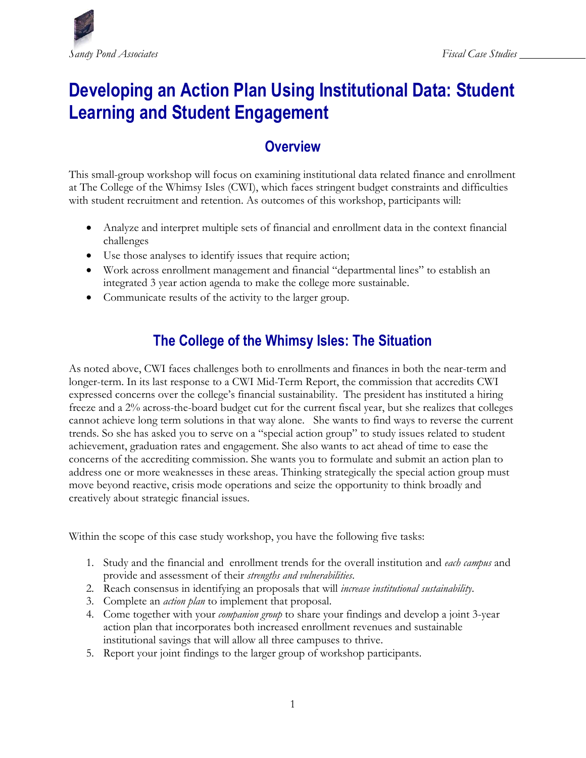# Developing an Action Plan Using Institutional Data: Student Learning and Student Engagement

## Overview

This small-group workshop will focus on examining institutional data related finance and enrollment at The College of the Whimsy Isles (CWI), which faces stringent budget constraints and difficulties with student recruitment and retention. As outcomes of this workshop, participants will:

- Analyze and interpret multiple sets of financial and enrollment data in the context financial challenges
- Use those analyses to identify issues that require action;
- Work across enrollment management and financial "departmental lines" to establish an integrated 3 year action agenda to make the college more sustainable.
- Communicate results of the activity to the larger group.

## The College of the Whimsy Isles: The Situation

As noted above, CWI faces challenges both to enrollments and finances in both the near-term and longer-term. In its last response to a CWI Mid-Term Report, the commission that accredits CWI expressed concerns over the college's financial sustainability. The president has instituted a hiring freeze and a 2% across-the-board budget cut for the current fiscal year, but she realizes that colleges cannot achieve long term solutions in that way alone. She wants to find ways to reverse the current trends. So she has asked you to serve on a "special action group" to study issues related to student achievement, graduation rates and engagement. She also wants to act ahead of time to ease the concerns of the accrediting commission. She wants you to formulate and submit an action plan to address one or more weaknesses in these areas. Thinking strategically the special action group must move beyond reactive, crisis mode operations and seize the opportunity to think broadly and creatively about strategic financial issues.

Within the scope of this case study workshop, you have the following five tasks:

1. Study and the financial and enrollment trends for the overall institution and *each campus* and provide and assessment of their *strengths and vulnerabilities*.
2. Reach consensus in identifying an proposals that will *increase institutional sustainability*.
3. Complete an *action plan* to implement that proposal.
4. Come together with your *companion group* to share your findings and develop a joint 3-year action plan that incorporates both increased enrollment revenues and sustainable institutional savings that will allow all three campuses to thrive.
5. Report your joint findings to the larger group of workshop participants.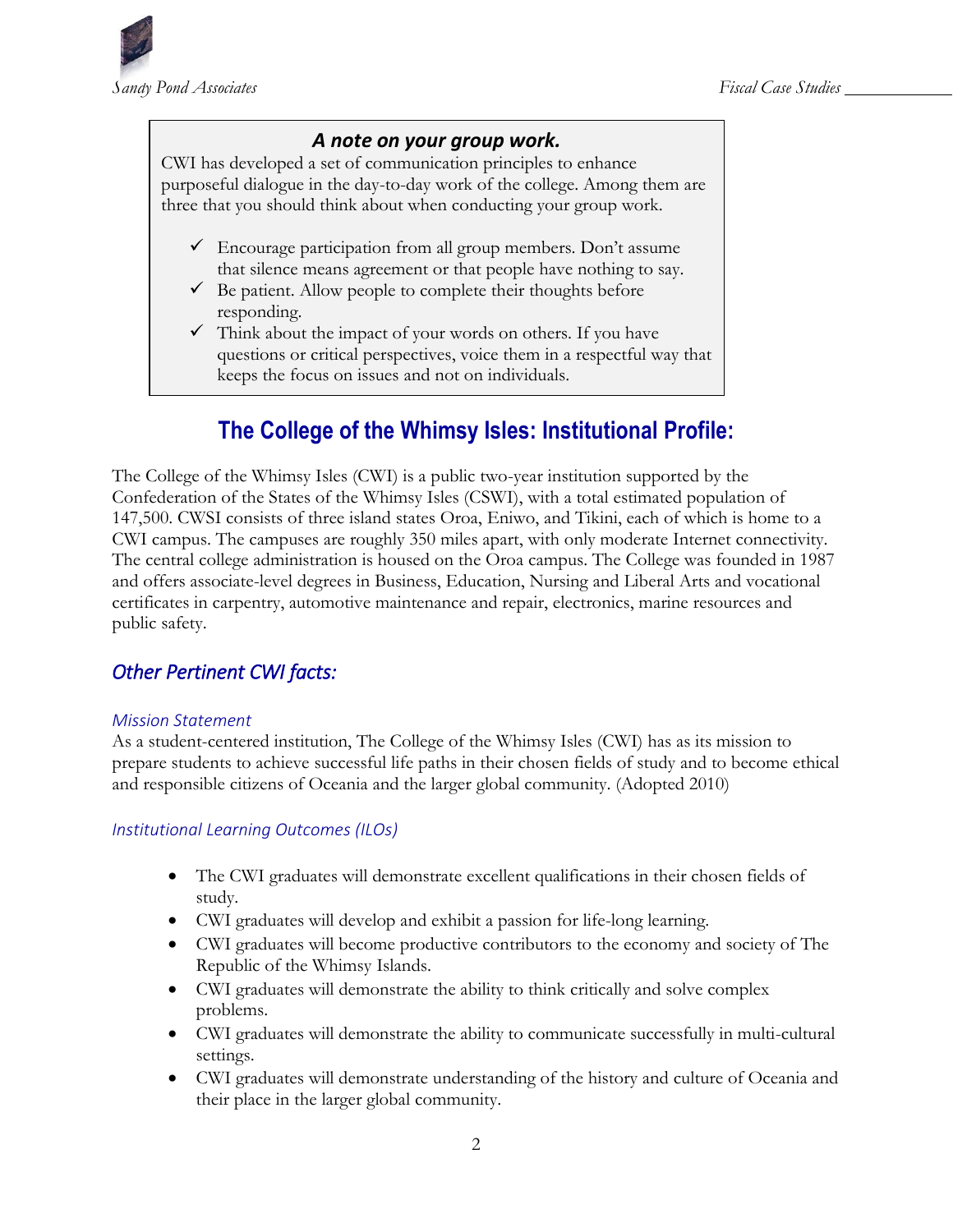### *A note on your group work.*

CWI has developed a set of communication principles to enhance purposeful dialogue in the day-to-day work of the college. Among them are three that you should think about when conducting your group work.

- ✓ Encourage participation from all group members. Don't assume that silence means agreement or that people have nothing to say.
- ✓ Be patient. Allow people to complete their thoughts before responding.
- ✓ Think about the impact of your words on others. If you have questions or critical perspectives, voice them in a respectful way that keeps the focus on issues and not on individuals.

# The College of the Whimsy Isles: Institutional Profile:

The College of the Whimsy Isles (CWI) is a public two-year institution supported by the Confederation of the States of the Whimsy Isles (CSWI), with a total estimated population of 147,500. CWSI consists of three island states Oroa, Eniwo, and Tikini, each of which is home to a CWI campus. The campuses are roughly 350 miles apart, with only moderate Internet connectivity. The central college administration is housed on the Oroa campus. The College was founded in 1987 and offers associate-level degrees in Business, Education, Nursing and Liberal Arts and vocational certificates in carpentry, automotive maintenance and repair, electronics, marine resources and public safety.

## *Other Pertinent CWI facts:*

### *Mission Statement*

As a student-centered institution, The College of the Whimsy Isles (CWI) has as its mission to prepare students to achieve successful life paths in their chosen fields of study and to become ethical and responsible citizens of Oceania and the larger global community. (Adopted 2010)

### *Institutional Learning Outcomes (ILOs)*

- The CWI graduates will demonstrate excellent qualifications in their chosen fields of study.
- CWI graduates will develop and exhibit a passion for life-long learning.
- CWI graduates will become productive contributors to the economy and society of The Republic of the Whimsy Islands.
- CWI graduates will demonstrate the ability to think critically and solve complex problems.
- CWI graduates will demonstrate the ability to communicate successfully in multi-cultural settings.
- CWI graduates will demonstrate understanding of the history and culture of Oceania and their place in the larger global community.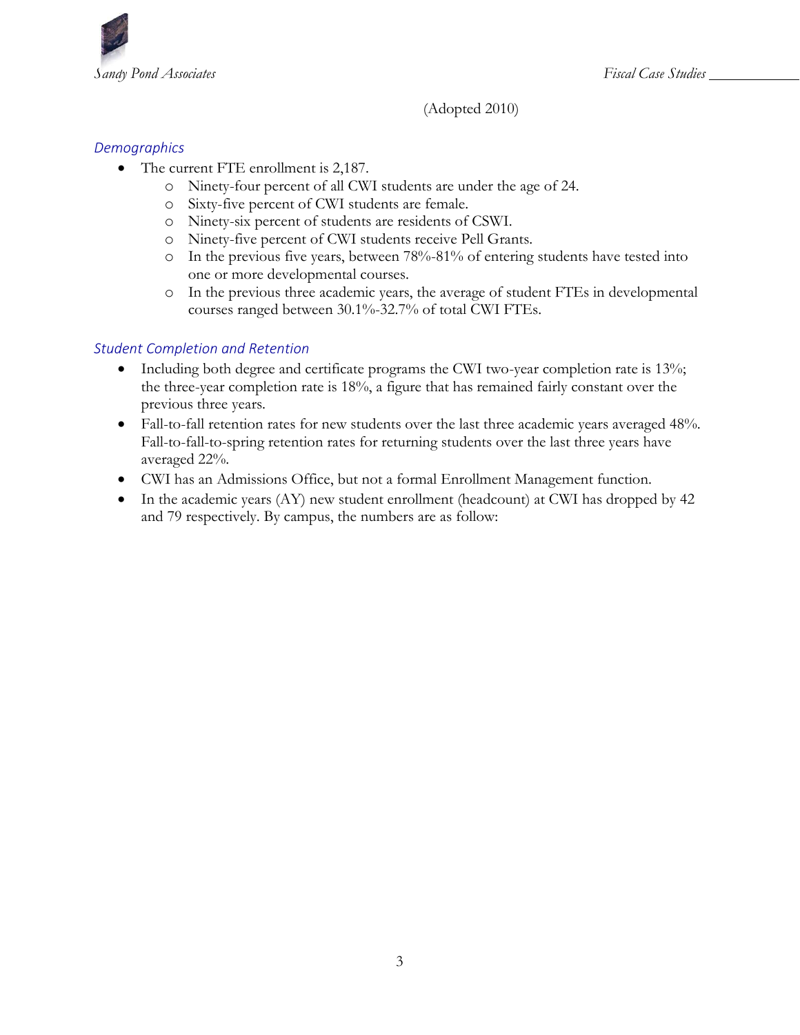(Adopted 2010)

### *Demographics*

- The current FTE enrollment is 2,187.
    - Ninety-four percent of all CWI students are under the age of 24.
    - Sixty-five percent of CWI students are female.
    - Ninety-six percent of students are residents of CSWI.
    - Ninety-five percent of CWI students receive Pell Grants.
    - In the previous five years, between 78%-81% of entering students have tested into one or more developmental courses.
    - In the previous three academic years, the average of student FTEs in developmental courses ranged between 30.1%-32.7% of total CWI FTEs.

### *Student Completion and Retention*

- Including both degree and certificate programs the CWI two-year completion rate is 13%; the three-year completion rate is 18%, a figure that has remained fairly constant over the previous three years.
- Fall-to-fall retention rates for new students over the last three academic years averaged 48%. Fall-to-fall-to-spring retention rates for returning students over the last three years have averaged 22%.
- CWI has an Admissions Office, but not a formal Enrollment Management function.
- In the academic years (AY) new student enrollment (headcount) at CWI has dropped by 42 and 79 respectively. By campus, the numbers are as follow: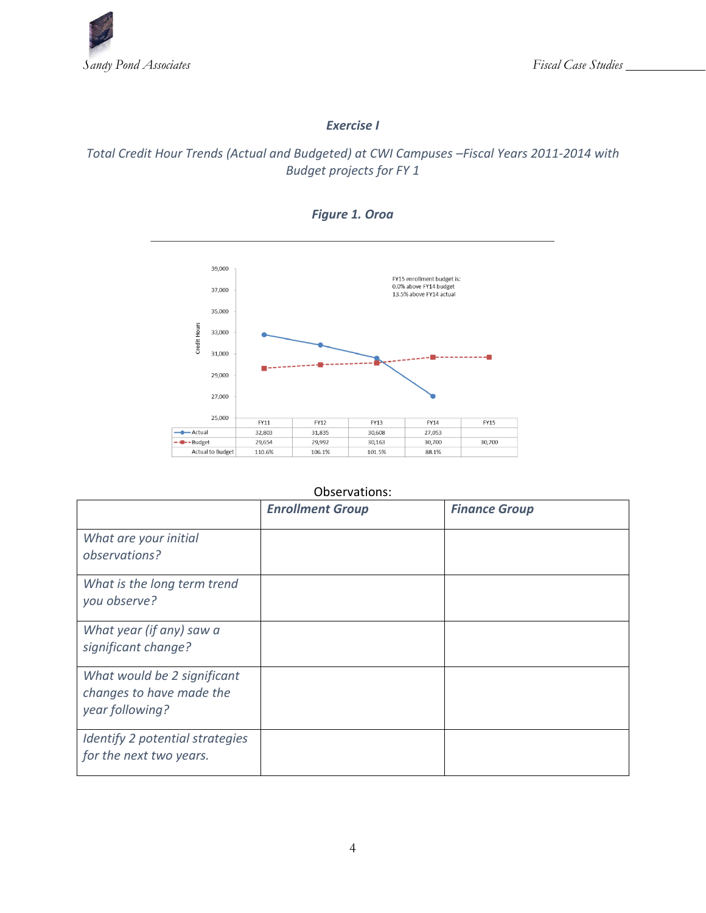### *Exercise I*

*Total Credit Hour Trends (Actual and Budgeted) at CWI Campuses –Fiscal Years 2011-2014 with Budget projects for FY 1*

***Figure 1. Oroa***

FY15 enrollment budget is:
0.0% above FY14 budget
13.5% above FY14 actual

| | FY11 | FY12 | FY13 | FY14 | FY15 |
|---|---|---|---|---|---|
| Actual | 32,803 | 31,835 | 30,608 | 27,053 | |
| Budget | 29,654 | 29,992 | 30,163 | 30,700 | 30,700 |
| Actual to Budget | 110.6% | 106.1% | 101.5% | 88.1% | |

Observations:

| | ***Enrollment Group*** | ***Finance Group*** |
|---|---|---|
| *What are your initial observations?* | | |
| *What is the long term trend you observe?* | | |
| *What year (if any) saw a significant change?* | | |
| *What would be 2 significant changes to have made the year following?* | | |
| *Identify 2 potential strategies for the next two years.* | | |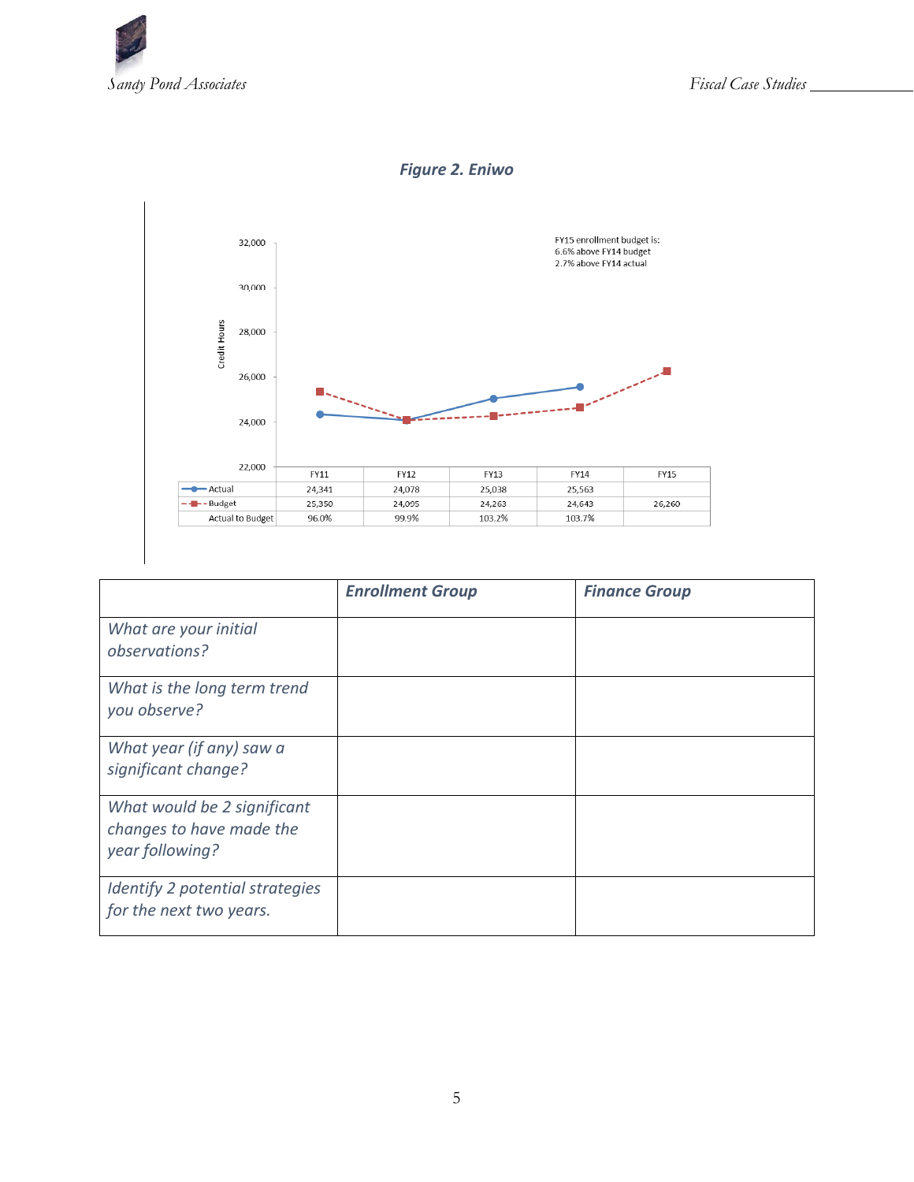***Figure 2. Eniwo***

FY15 enrollment budget is:
6.6% above FY14 budget
2.7% above FY14 actual

| | FY11 | FY12 | FY13 | FY14 | FY15 |
|---|---|---|---|---|---|
| Actual | 24,341 | 24,078 | 25,038 | 25,563 | |
| Budget | 25,350 | 24,095 | 24,263 | 24,643 | 26,260 |
| Actual to Budget | 96.0% | 99.9% | 103.2% | 103.7% | |

| | ***Enrollment Group*** | ***Finance Group*** |
|---|---|---|
| *What are your initial observations?* | | |
| *What is the long term trend you observe?* | | |
| *What year (if any) saw a significant change?* | | |
| *What would be 2 significant changes to have made the year following?* | | |
| *Identify 2 potential strategies for the next two years.* | | |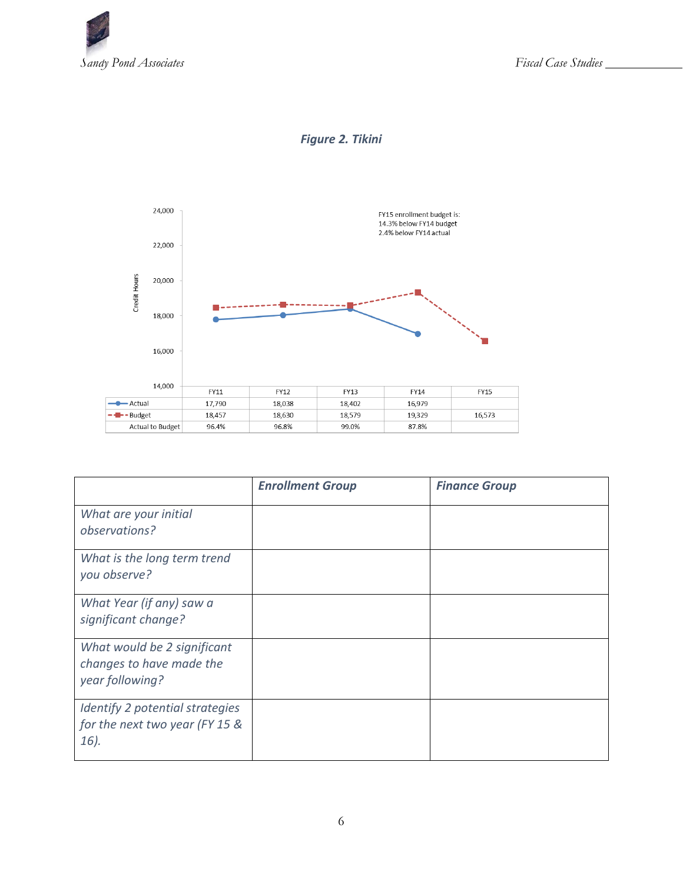***Figure 2. Tikini***

FY15 enrollment budget is:
14.3% below FY14 budget
2.4% below FY14 actual

| | FY11 | FY12 | FY13 | FY14 | FY15 |
|---|---|---|---|---|---|
| Actual | 17,790 | 18,038 | 18,402 | 16,979 | |
| Budget | 18,457 | 18,630 | 18,579 | 19,329 | 16,573 |
| Actual to Budget | 96.4% | 96.8% | 99.0% | 87.8% | |

| | ***Enrollment Group*** | ***Finance Group*** |
|---|---|---|
| *What are your initial observations?* | | |
| *What is the long term trend you observe?* | | |
| *What Year (if any) saw a significant change?* | | |
| *What would be 2 significant changes to have made the year following?* | | |
| *Identify 2 potential strategies for the next two year (FY 15 & 16).* | | |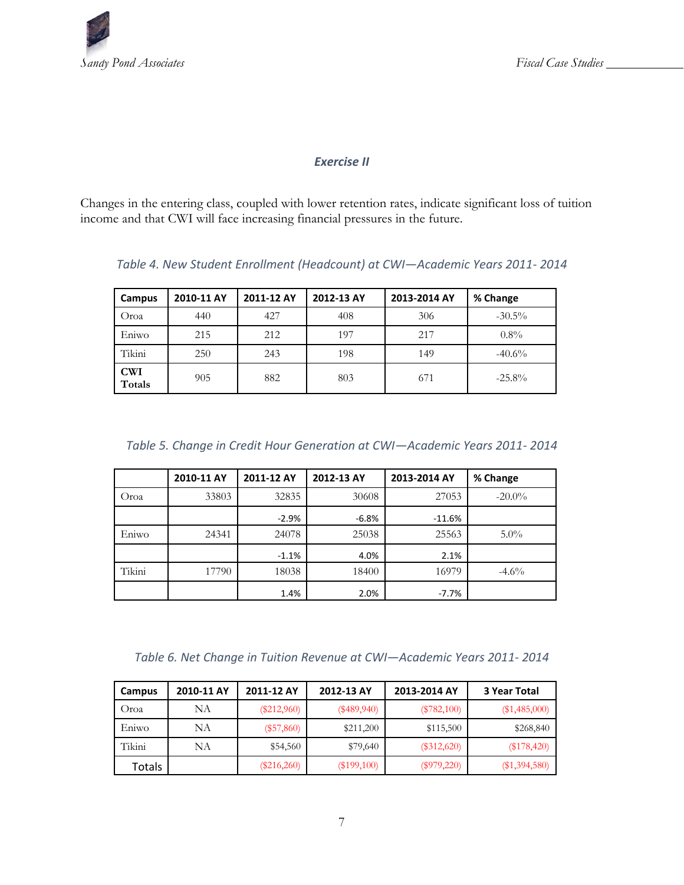### *Exercise II*

Changes in the entering class, coupled with lower retention rates, indicate significant loss of tuition income and that CWI will face increasing financial pressures in the future.

*Table 4. New Student Enrollment (Headcount) at CWI—Academic Years 2011- 2014*

| Campus | 2010-11 AY | 2011-12 AY | 2012-13 AY | 2013-2014 AY | % Change |
|---|---|---|---|---|---|
| Oroa | 440 | 427 | 408 | 306 | -30.5% |
| Eniwo | 215 | 212 | 197 | 217 | 0.8% |
| Tikini | 250 | 243 | 198 | 149 | -40.6% |
| **CWI Totals** | 905 | 882 | 803 | 671 | -25.8% |

*Table 5. Change in Credit Hour Generation at CWI—Academic Years 2011- 2014*

| | 2010-11 AY | 2011-12 AY | 2012-13 AY | 2013-2014 AY | % Change |
|---|---|---|---|---|---|
| Oroa | 33803 | 32835 | 30608 | 27053 | -20.0% |
| | | -2.9% | -6.8% | -11.6% | |
| Eniwo | 24341 | 24078 | 25038 | 25563 | 5.0% |
| | | -1.1% | 4.0% | 2.1% | |
| Tikini | 17790 | 18038 | 18400 | 16979 | -4.6% |
| | | 1.4% | 2.0% | -7.7% | |

*Table 6. Net Change in Tuition Revenue at CWI—Academic Years 2011- 2014*

| Campus | 2010-11 AY | 2011-12 AY | 2012-13 AY | 2013-2014 AY | 3 Year Total |
|---|---|---|---|---|---|
| Oroa | NA | ($212,960) | ($489,940) | ($782,100) | ($1,485,000) |
| Eniwo | NA | ($57,860) | $211,200 | $115,500 | $268,840 |
| Tikini | NA | $54,560 | $79,640 | ($312,620) | ($178,420) |
| Totals | | ($216,260) | ($199,100) | ($979,220) | ($1,394,580) |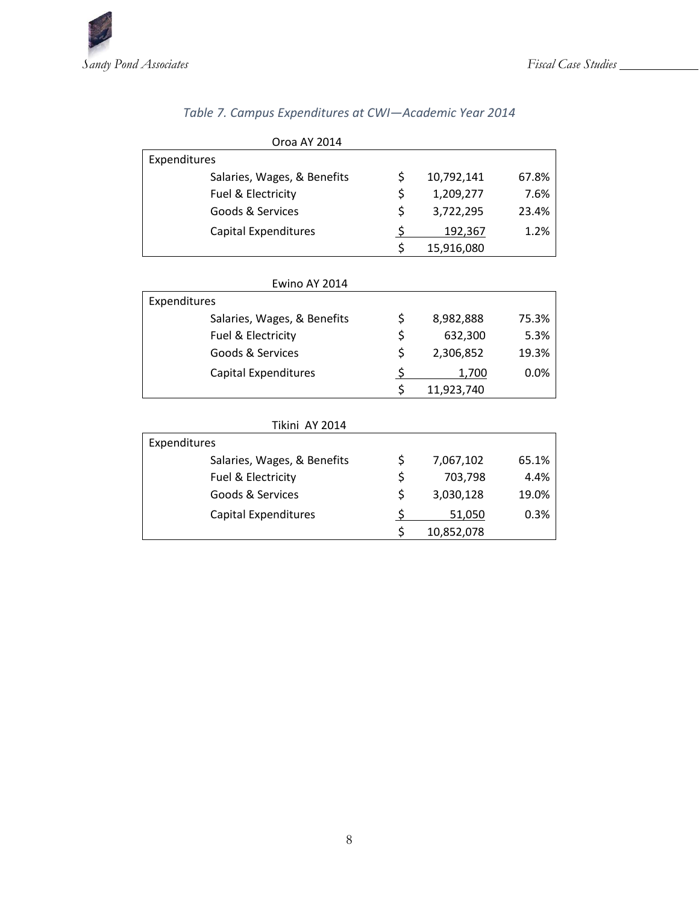*Table 7. Campus Expenditures at CWI—Academic Year 2014*

Oroa AY 2014

| Expenditures | | | |
|---|---|---|---|
| Salaries, Wages, & Benefits | $ | 10,792,141 | 67.8% |
| Fuel & Electricity | $ | 1,209,277 | 7.6% |
| Goods & Services | $ | 3,722,295 | 23.4% |
| Capital Expenditures | $ | 192,367 | 1.2% |
| | $ | 15,916,080 | |

Ewino AY 2014

| Expenditures | | | |
|---|---|---|---|
| Salaries, Wages, & Benefits | $ | 8,982,888 | 75.3% |
| Fuel & Electricity | $ | 632,300 | 5.3% |
| Goods & Services | $ | 2,306,852 | 19.3% |
| Capital Expenditures | $ | 1,700 | 0.0% |
| | $ | 11,923,740 | |

Tikini AY 2014

| Expenditures | | | |
|---|---|---|---|
| Salaries, Wages, & Benefits | $ | 7,067,102 | 65.1% |
| Fuel & Electricity | $ | 703,798 | 4.4% |
| Goods & Services | $ | 3,030,128 | 19.0% |
| Capital Expenditures | $ | 51,050 | 0.3% |
| | $ | 10,852,078 | |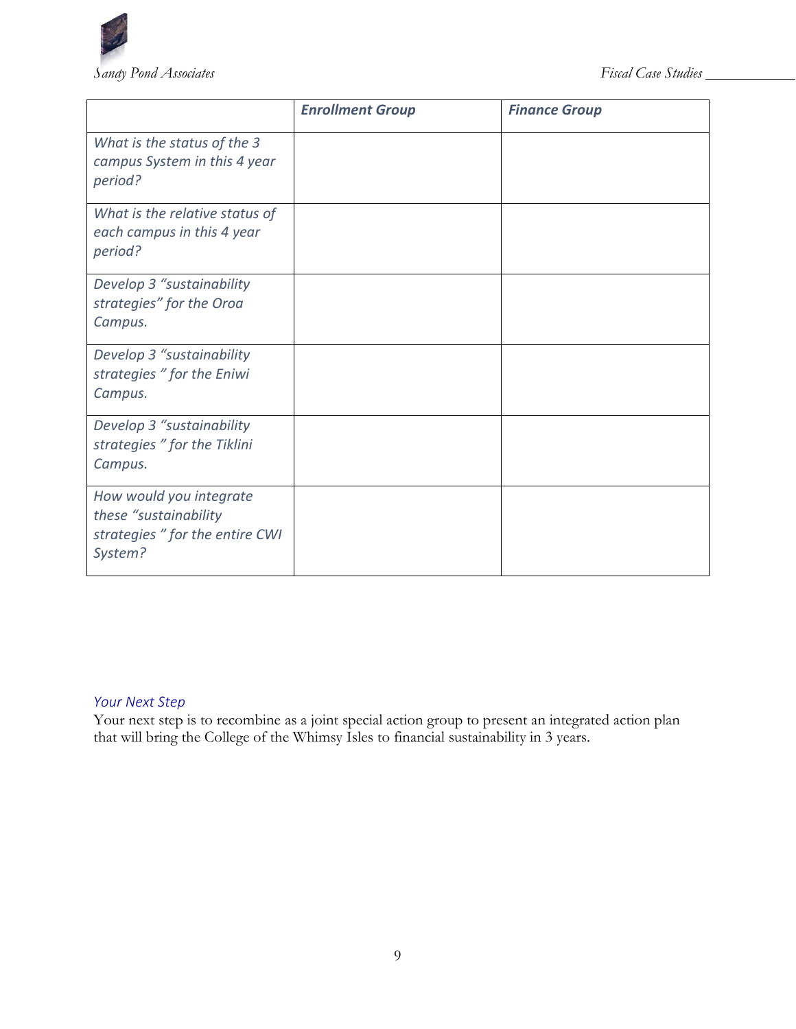| | *Enrollment Group* | *Finance Group* |
|---|---|---|
| *What is the status of the 3 campus System in this 4 year period?* | | |
| *What is the relative status of each campus in this 4 year period?* | | |
| *Develop 3 "sustainability strategies" for the Oroa Campus.* | | |
| *Develop 3 "sustainability strategies " for the Eniwi Campus.* | | |
| *Develop 3 "sustainability strategies " for the Tiklini Campus.* | | |
| *How would you integrate these "sustainability strategies " for the entire CWI System?* | | |

### *Your Next Step*

Your next step is to recombine as a joint special action group to present an integrated action plan that will bring the College of the Whimsy Isles to financial sustainability in 3 years.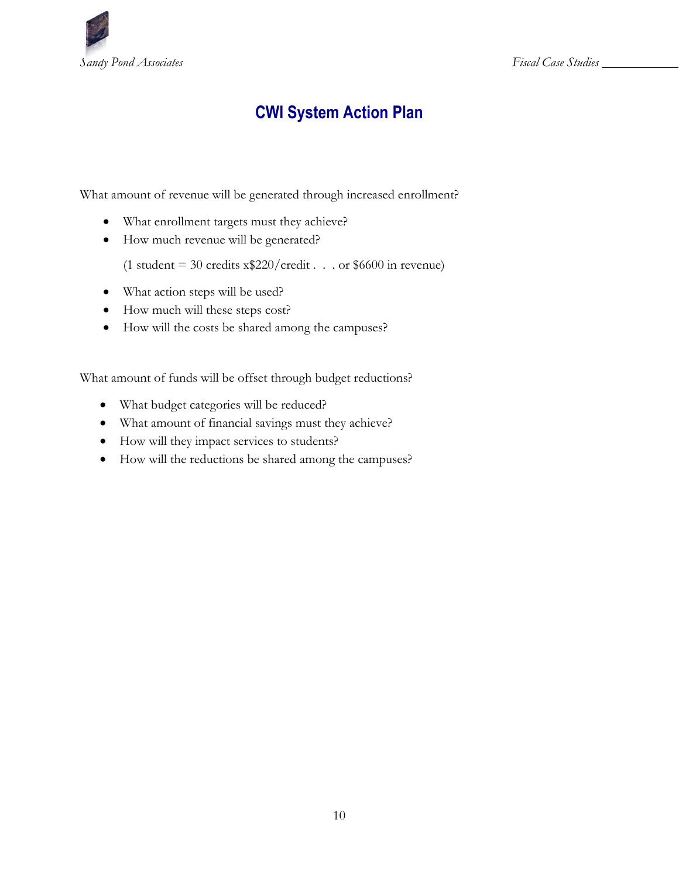# CWI System Action Plan

What amount of revenue will be generated through increased enrollment?

- What enrollment targets must they achieve?
- How much revenue will be generated?

  (1 student = 30 credits x$220/credit . . . or $6600 in revenue)

- What action steps will be used?
- How much will these steps cost?
- How will the costs be shared among the campuses?

What amount of funds will be offset through budget reductions?

- What budget categories will be reduced?
- What amount of financial savings must they achieve?
- How will they impact services to students?
- How will the reductions be shared among the campuses?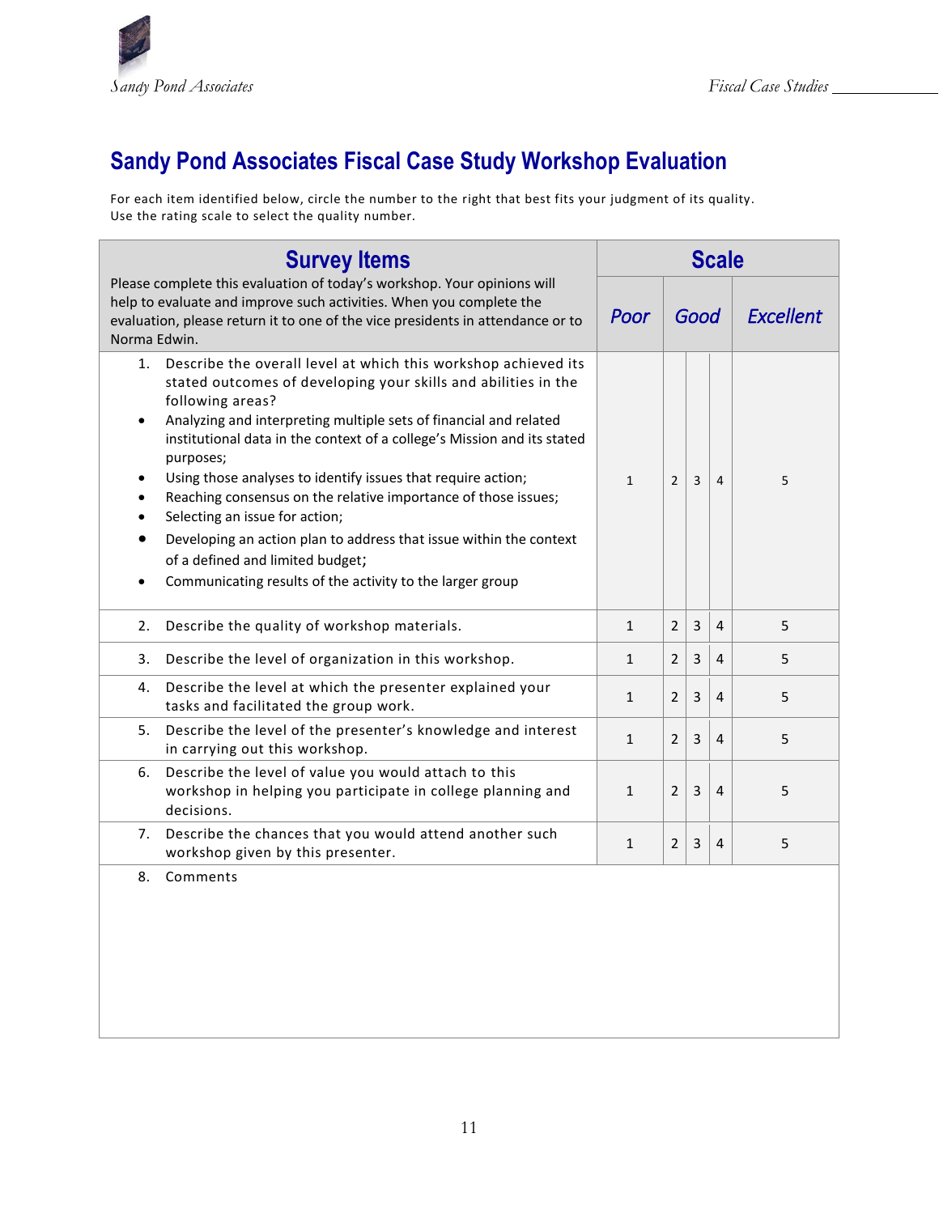# Sandy Pond Associates Fiscal Case Study Workshop Evaluation

For each item identified below, circle the number to the right that best fits your judgment of its quality. Use the rating scale to select the quality number.

| Survey Items | Scale | | | | |
|---|---|---|---|---|---|
| Please complete this evaluation of today's workshop. Your opinions will help to evaluate and improve such activities. When you complete the evaluation, please return it to one of the vice presidents in attendance or to Norma Edwin. | *Poor* | *Good* | | | *Excellent* |
| 1. Describe the overall level at which this workshop achieved its stated outcomes of developing your skills and abilities in the following areas?<br>• Analyzing and interpreting multiple sets of financial and related institutional data in the context of a college's Mission and its stated purposes;<br>• Using those analyses to identify issues that require action;<br>• Reaching consensus on the relative importance of those issues;<br>• Selecting an issue for action;<br>• Developing an action plan to address that issue within the context of a defined and limited budget;<br>• Communicating results of the activity to the larger group | 1 | 2 | 3 | 4 | 5 |
| 2. Describe the quality of workshop materials. | 1 | 2 | 3 | 4 | 5 |
| 3. Describe the level of organization in this workshop. | 1 | 2 | 3 | 4 | 5 |
| 4. Describe the level at which the presenter explained your tasks and facilitated the group work. | 1 | 2 | 3 | 4 | 5 |
| 5. Describe the level of the presenter's knowledge and interest in carrying out this workshop. | 1 | 2 | 3 | 4 | 5 |
| 6. Describe the level of value you would attach to this workshop in helping you participate in college planning and decisions. | 1 | 2 | 3 | 4 | 5 |
| 7. Describe the chances that you would attend another such workshop given by this presenter. | 1 | 2 | 3 | 4 | 5 |
| 8. Comments | | | | | |